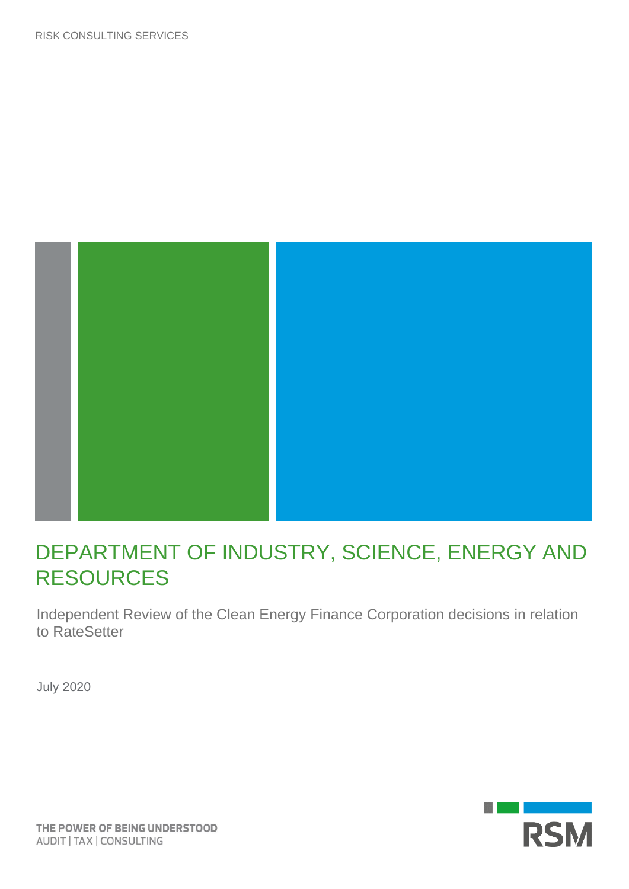RISK CONSULTING SERVICES

# DEPARTMENT OF INDUSTRY, SCIENCE, ENERGY AND RESOURCES

Independent Review of the Clean Energy Finance Corporation decisions in relation to RateSetter

July 2020

THE POWER OF BEING UNDERSTOOD
AUDIT | TAX | CONSULTING

RSM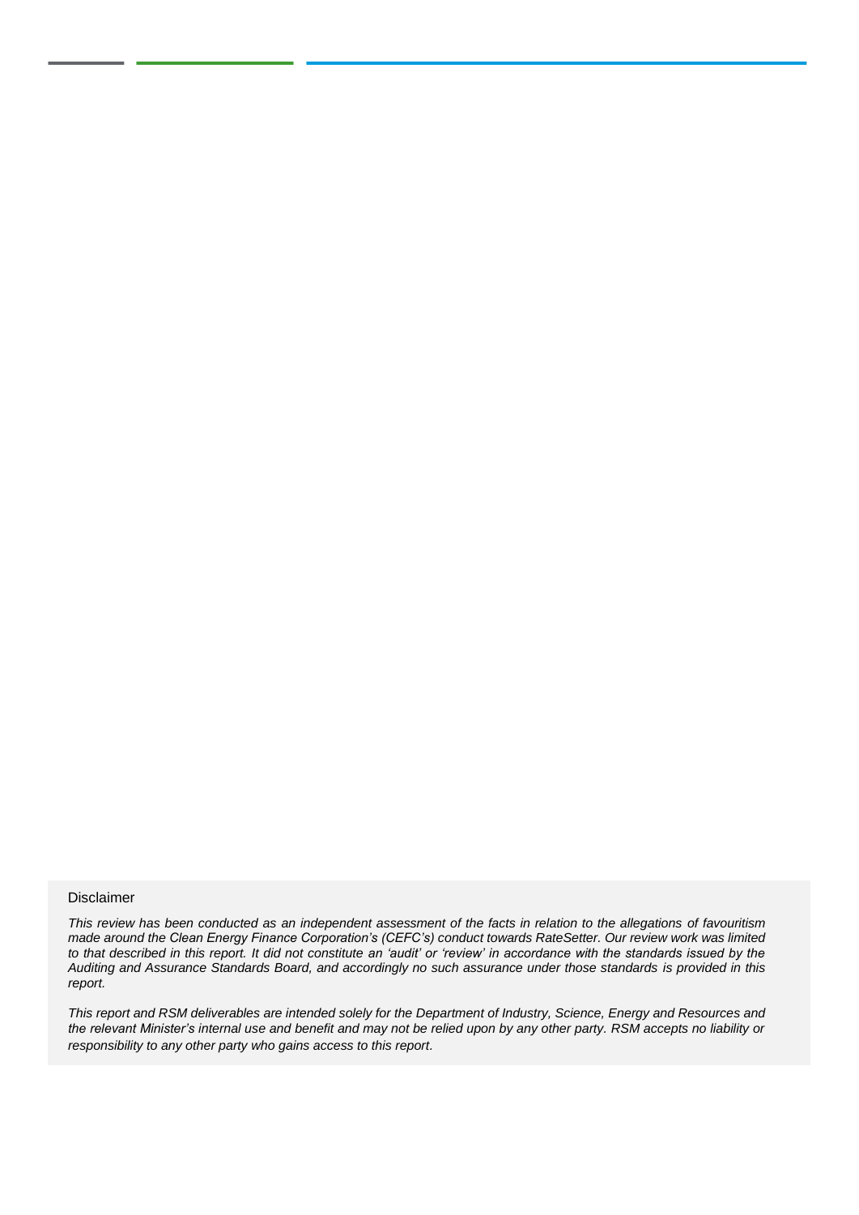Disclaimer

*This review has been conducted as an independent assessment of the facts in relation to the allegations of favouritism made around the Clean Energy Finance Corporation's (CEFC's) conduct towards RateSetter. Our review work was limited to that described in this report. It did not constitute an 'audit' or 'review' in accordance with the standards issued by the Auditing and Assurance Standards Board, and accordingly no such assurance under those standards is provided in this report.*

*This report and RSM deliverables are intended solely for the Department of Industry, Science, Energy and Resources and the relevant Minister's internal use and benefit and may not be relied upon by any other party. RSM accepts no liability or responsibility to any other party who gains access to this report.*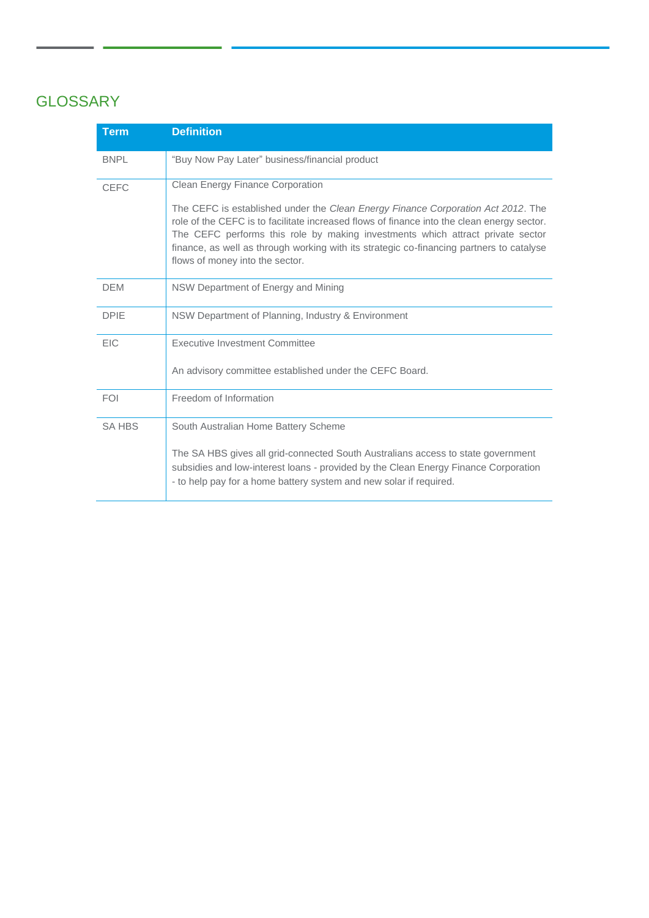# GLOSSARY

| Term | Definition |
|---|---|
| BNPL | "Buy Now Pay Later" business/financial product |
| CEFC | Clean Energy Finance Corporation<br><br>The CEFC is established under the *Clean Energy Finance Corporation Act 2012*. The role of the CEFC is to facilitate increased flows of finance into the clean energy sector. The CEFC performs this role by making investments which attract private sector finance, as well as through working with its strategic co-financing partners to catalyse flows of money into the sector. |
| DEM | NSW Department of Energy and Mining |
| DPIE | NSW Department of Planning, Industry & Environment |
| EIC | Executive Investment Committee<br><br>An advisory committee established under the CEFC Board. |
| FOI | Freedom of Information |
| SA HBS | South Australian Home Battery Scheme<br><br>The SA HBS gives all grid-connected South Australians access to state government subsidies and low-interest loans - provided by the Clean Energy Finance Corporation - to help pay for a home battery system and new solar if required. |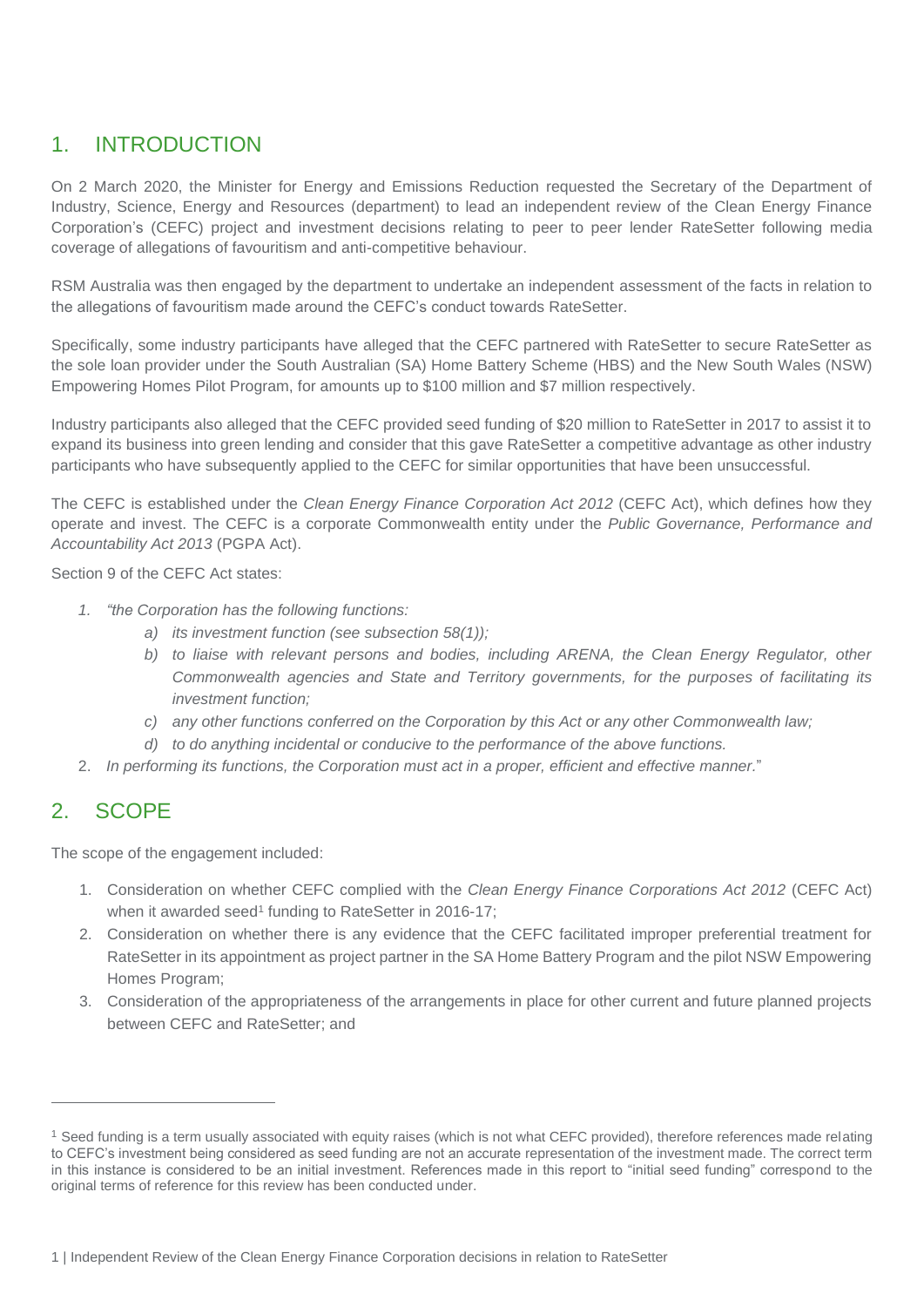## 1. INTRODUCTION

On 2 March 2020, the Minister for Energy and Emissions Reduction requested the Secretary of the Department of Industry, Science, Energy and Resources (department) to lead an independent review of the Clean Energy Finance Corporation's (CEFC) project and investment decisions relating to peer to peer lender RateSetter following media coverage of allegations of favouritism and anti-competitive behaviour.

RSM Australia was then engaged by the department to undertake an independent assessment of the facts in relation to the allegations of favouritism made around the CEFC's conduct towards RateSetter.

Specifically, some industry participants have alleged that the CEFC partnered with RateSetter to secure RateSetter as the sole loan provider under the South Australian (SA) Home Battery Scheme (HBS) and the New South Wales (NSW) Empowering Homes Pilot Program, for amounts up to $100 million and $7 million respectively.

Industry participants also alleged that the CEFC provided seed funding of $20 million to RateSetter in 2017 to assist it to expand its business into green lending and consider that this gave RateSetter a competitive advantage as other industry participants who have subsequently applied to the CEFC for similar opportunities that have been unsuccessful.

The CEFC is established under the *Clean Energy Finance Corporation Act 2012* (CEFC Act), which defines how they operate and invest. The CEFC is a corporate Commonwealth entity under the *Public Governance, Performance and Accountability Act 2013* (PGPA Act).

Section 9 of the CEFC Act states:

1. *"the Corporation has the following functions:*
    a) *its investment function (see subsection 58(1));*
    b) *to liaise with relevant persons and bodies, including ARENA, the Clean Energy Regulator, other Commonwealth agencies and State and Territory governments, for the purposes of facilitating its investment function;*
    c) *any other functions conferred on the Corporation by this Act or any other Commonwealth law;*
    d) *to do anything incidental or conducive to the performance of the above functions.*
2. *In performing its functions, the Corporation must act in a proper, efficient and effective manner.*"

## 2. SCOPE

The scope of the engagement included:

1. Consideration on whether CEFC complied with the *Clean Energy Finance Corporations Act 2012* (CEFC Act) when it awarded seed[1] funding to RateSetter in 2016-17;
2. Consideration on whether there is any evidence that the CEFC facilitated improper preferential treatment for RateSetter in its appointment as project partner in the SA Home Battery Program and the pilot NSW Empowering Homes Program;
3. Consideration of the appropriateness of the arrangements in place for other current and future planned projects between CEFC and RateSetter; and

[1] Seed funding is a term usually associated with equity raises (which is not what CEFC provided), therefore references made relating to CEFC's investment being considered as seed funding are not an accurate representation of the investment made. The correct term in this instance is considered to be an initial investment. References made in this report to "initial seed funding" correspond to the original terms of reference for this review has been conducted under.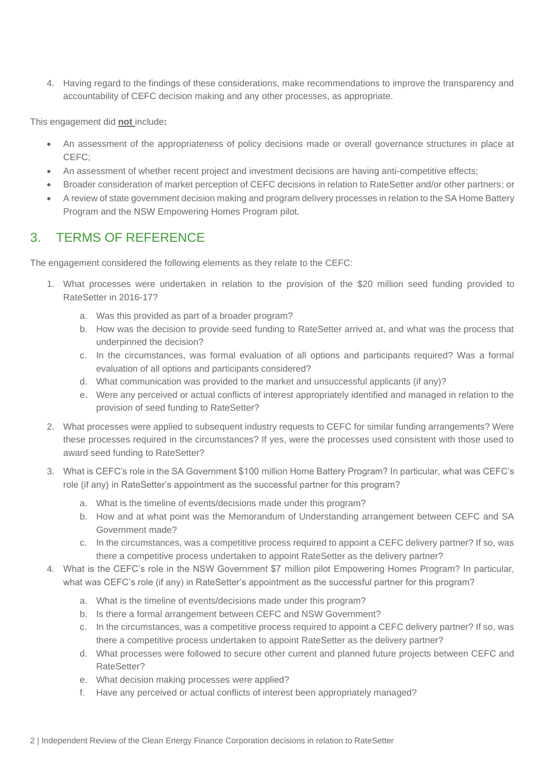4. Having regard to the findings of these considerations, make recommendations to improve the transparency and accountability of CEFC decision making and any other processes, as appropriate.

This engagement did **not** include**:**

- An assessment of the appropriateness of policy decisions made or overall governance structures in place at CEFC;
- An assessment of whether recent project and investment decisions are having anti-competitive effects;
- Broader consideration of market perception of CEFC decisions in relation to RateSetter and/or other partners; or
- A review of state government decision making and program delivery processes in relation to the SA Home Battery Program and the NSW Empowering Homes Program pilot.

## 3. TERMS OF REFERENCE

The engagement considered the following elements as they relate to the CEFC:

1. What processes were undertaken in relation to the provision of the $20 million seed funding provided to RateSetter in 2016-17?
    a. Was this provided as part of a broader program?
    b. How was the decision to provide seed funding to RateSetter arrived at, and what was the process that underpinned the decision?
    c. In the circumstances, was formal evaluation of all options and participants required? Was a formal evaluation of all options and participants considered?
    d. What communication was provided to the market and unsuccessful applicants (if any)?
    e. Were any perceived or actual conflicts of interest appropriately identified and managed in relation to the provision of seed funding to RateSetter?
2. What processes were applied to subsequent industry requests to CEFC for similar funding arrangements? Were these processes required in the circumstances? If yes, were the processes used consistent with those used to award seed funding to RateSetter?
3. What is CEFC's role in the SA Government $100 million Home Battery Program? In particular, what was CEFC's role (if any) in RateSetter's appointment as the successful partner for this program?
    a. What is the timeline of events/decisions made under this program?
    b. How and at what point was the Memorandum of Understanding arrangement between CEFC and SA Government made?
    c. In the circumstances, was a competitive process required to appoint a CEFC delivery partner? If so, was there a competitive process undertaken to appoint RateSetter as the delivery partner?
4. What is the CEFC's role in the NSW Government $7 million pilot Empowering Homes Program? In particular, what was CEFC's role (if any) in RateSetter's appointment as the successful partner for this program?
    a. What is the timeline of events/decisions made under this program?
    b. Is there a formal arrangement between CEFC and NSW Government?
    c. In the circumstances, was a competitive process required to appoint a CEFC delivery partner? If so, was there a competitive process undertaken to appoint RateSetter as the delivery partner?
    d. What processes were followed to secure other current and planned future projects between CEFC and RateSetter?
    e. What decision making processes were applied?
    f. Have any perceived or actual conflicts of interest been appropriately managed?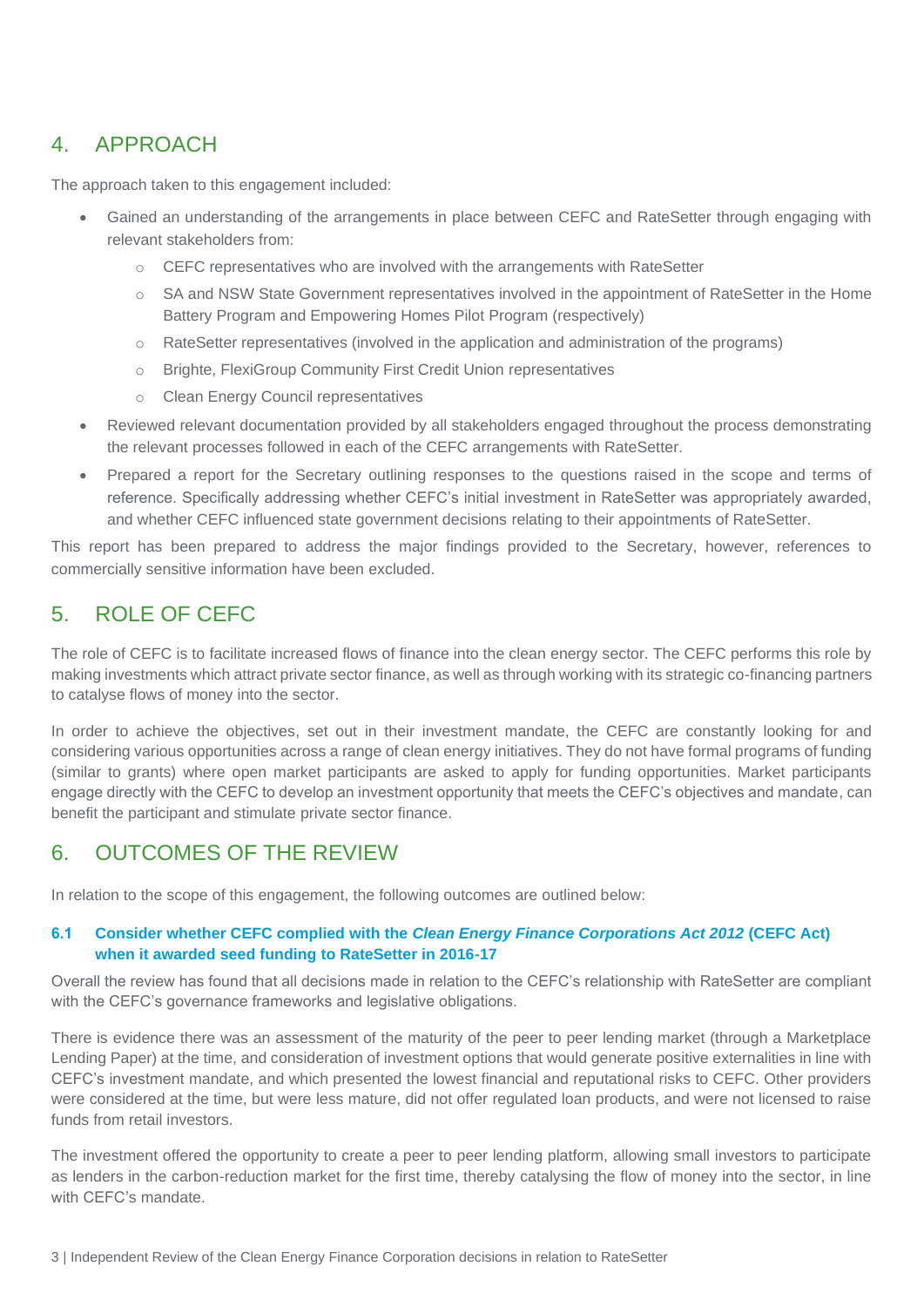## 4. APPROACH

The approach taken to this engagement included:

- Gained an understanding of the arrangements in place between CEFC and RateSetter through engaging with relevant stakeholders from:
  - CEFC representatives who are involved with the arrangements with RateSetter
  - SA and NSW State Government representatives involved in the appointment of RateSetter in the Home Battery Program and Empowering Homes Pilot Program (respectively)
  - RateSetter representatives (involved in the application and administration of the programs)
  - Brighte, FlexiGroup Community First Credit Union representatives
  - Clean Energy Council representatives
- Reviewed relevant documentation provided by all stakeholders engaged throughout the process demonstrating the relevant processes followed in each of the CEFC arrangements with RateSetter.
- Prepared a report for the Secretary outlining responses to the questions raised in the scope and terms of reference. Specifically addressing whether CEFC's initial investment in RateSetter was appropriately awarded, and whether CEFC influenced state government decisions relating to their appointments of RateSetter.

This report has been prepared to address the major findings provided to the Secretary, however, references to commercially sensitive information have been excluded.

## 5. ROLE OF CEFC

The role of CEFC is to facilitate increased flows of finance into the clean energy sector. The CEFC performs this role by making investments which attract private sector finance, as well as through working with its strategic co-financing partners to catalyse flows of money into the sector.

In order to achieve the objectives, set out in their investment mandate, the CEFC are constantly looking for and considering various opportunities across a range of clean energy initiatives. They do not have formal programs of funding (similar to grants) where open market participants are asked to apply for funding opportunities. Market participants engage directly with the CEFC to develop an investment opportunity that meets the CEFC's objectives and mandate, can benefit the participant and stimulate private sector finance.

## 6. OUTCOMES OF THE REVIEW

In relation to the scope of this engagement, the following outcomes are outlined below:

### 6.1 Consider whether CEFC complied with the *Clean Energy Finance Corporations Act 2012* (CEFC Act) when it awarded seed funding to RateSetter in 2016-17

Overall the review has found that all decisions made in relation to the CEFC's relationship with RateSetter are compliant with the CEFC's governance frameworks and legislative obligations.

There is evidence there was an assessment of the maturity of the peer to peer lending market (through a Marketplace Lending Paper) at the time, and consideration of investment options that would generate positive externalities in line with CEFC's investment mandate, and which presented the lowest financial and reputational risks to CEFC. Other providers were considered at the time, but were less mature, did not offer regulated loan products, and were not licensed to raise funds from retail investors.

The investment offered the opportunity to create a peer to peer lending platform, allowing small investors to participate as lenders in the carbon-reduction market for the first time, thereby catalysing the flow of money into the sector, in line with CEFC's mandate.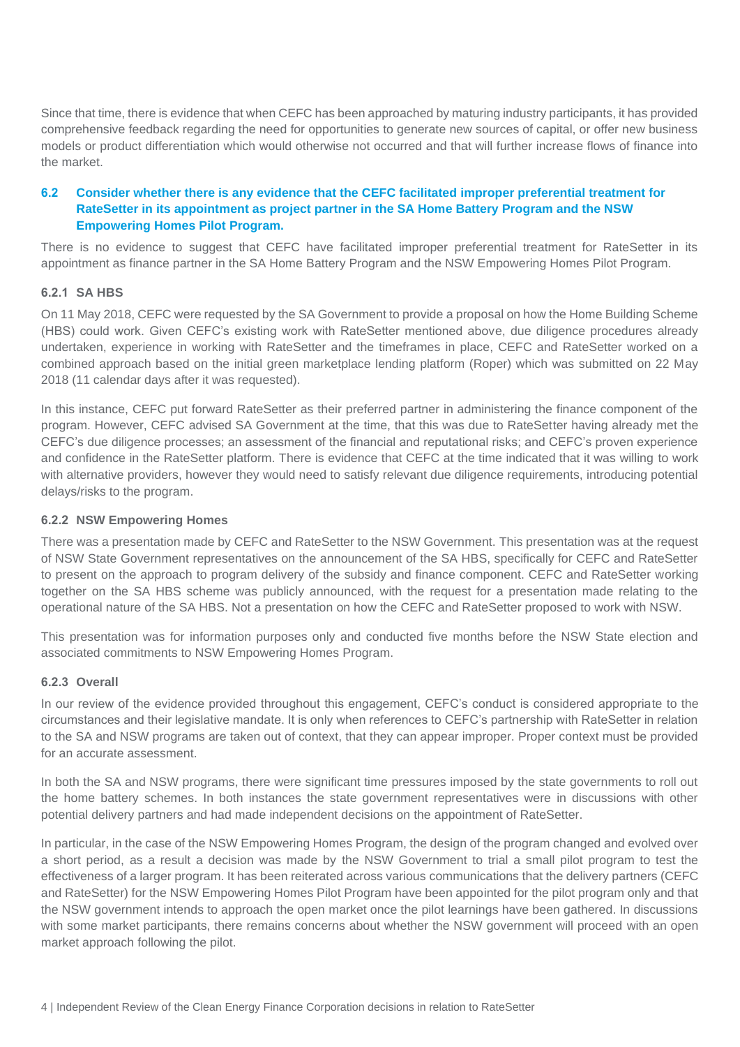Since that time, there is evidence that when CEFC has been approached by maturing industry participants, it has provided comprehensive feedback regarding the need for opportunities to generate new sources of capital, or offer new business models or product differentiation which would otherwise not occurred and that will further increase flows of finance into the market.

## 6.2 Consider whether there is any evidence that the CEFC facilitated improper preferential treatment for RateSetter in its appointment as project partner in the SA Home Battery Program and the NSW Empowering Homes Pilot Program.

There is no evidence to suggest that CEFC have facilitated improper preferential treatment for RateSetter in its appointment as finance partner in the SA Home Battery Program and the NSW Empowering Homes Pilot Program.

### 6.2.1 SA HBS

On 11 May 2018, CEFC were requested by the SA Government to provide a proposal on how the Home Building Scheme (HBS) could work. Given CEFC's existing work with RateSetter mentioned above, due diligence procedures already undertaken, experience in working with RateSetter and the timeframes in place, CEFC and RateSetter worked on a combined approach based on the initial green marketplace lending platform (Roper) which was submitted on 22 May 2018 (11 calendar days after it was requested).

In this instance, CEFC put forward RateSetter as their preferred partner in administering the finance component of the program. However, CEFC advised SA Government at the time, that this was due to RateSetter having already met the CEFC's due diligence processes; an assessment of the financial and reputational risks; and CEFC's proven experience and confidence in the RateSetter platform. There is evidence that CEFC at the time indicated that it was willing to work with alternative providers, however they would need to satisfy relevant due diligence requirements, introducing potential delays/risks to the program.

### 6.2.2 NSW Empowering Homes

There was a presentation made by CEFC and RateSetter to the NSW Government. This presentation was at the request of NSW State Government representatives on the announcement of the SA HBS, specifically for CEFC and RateSetter to present on the approach to program delivery of the subsidy and finance component. CEFC and RateSetter working together on the SA HBS scheme was publicly announced, with the request for a presentation made relating to the operational nature of the SA HBS. Not a presentation on how the CEFC and RateSetter proposed to work with NSW.

This presentation was for information purposes only and conducted five months before the NSW State election and associated commitments to NSW Empowering Homes Program.

### 6.2.3 Overall

In our review of the evidence provided throughout this engagement, CEFC's conduct is considered appropriate to the circumstances and their legislative mandate. It is only when references to CEFC's partnership with RateSetter in relation to the SA and NSW programs are taken out of context, that they can appear improper. Proper context must be provided for an accurate assessment.

In both the SA and NSW programs, there were significant time pressures imposed by the state governments to roll out the home battery schemes. In both instances the state government representatives were in discussions with other potential delivery partners and had made independent decisions on the appointment of RateSetter.

In particular, in the case of the NSW Empowering Homes Program, the design of the program changed and evolved over a short period, as a result a decision was made by the NSW Government to trial a small pilot program to test the effectiveness of a larger program. It has been reiterated across various communications that the delivery partners (CEFC and RateSetter) for the NSW Empowering Homes Pilot Program have been appointed for the pilot program only and that the NSW government intends to approach the open market once the pilot learnings have been gathered. In discussions with some market participants, there remains concerns about whether the NSW government will proceed with an open market approach following the pilot.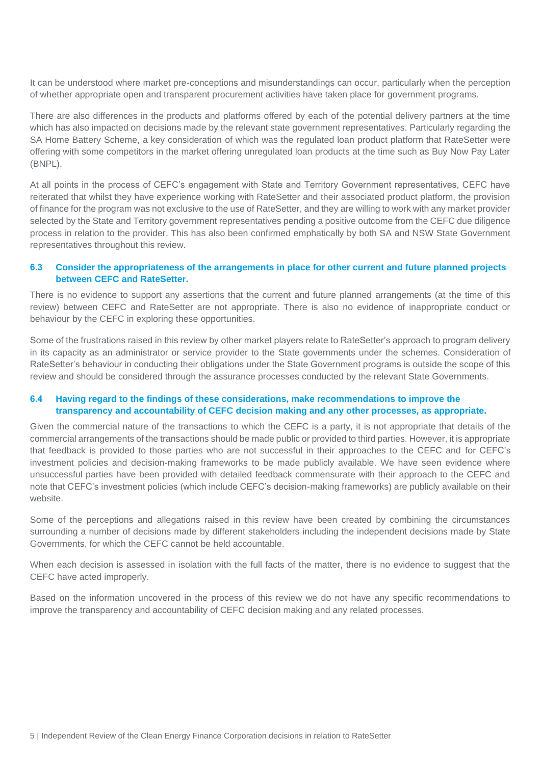It can be understood where market pre-conceptions and misunderstandings can occur, particularly when the perception of whether appropriate open and transparent procurement activities have taken place for government programs.

There are also differences in the products and platforms offered by each of the potential delivery partners at the time which has also impacted on decisions made by the relevant state government representatives. Particularly regarding the SA Home Battery Scheme, a key consideration of which was the regulated loan product platform that RateSetter were offering with some competitors in the market offering unregulated loan products at the time such as Buy Now Pay Later (BNPL).

At all points in the process of CEFC's engagement with State and Territory Government representatives, CEFC have reiterated that whilst they have experience working with RateSetter and their associated product platform, the provision of finance for the program was not exclusive to the use of RateSetter, and they are willing to work with any market provider selected by the State and Territory government representatives pending a positive outcome from the CEFC due diligence process in relation to the provider. This has also been confirmed emphatically by both SA and NSW State Government representatives throughout this review.

### 6.3 Consider the appropriateness of the arrangements in place for other current and future planned projects between CEFC and RateSetter.

There is no evidence to support any assertions that the current and future planned arrangements (at the time of this review) between CEFC and RateSetter are not appropriate. There is also no evidence of inappropriate conduct or behaviour by the CEFC in exploring these opportunities.

Some of the frustrations raised in this review by other market players relate to RateSetter's approach to program delivery in its capacity as an administrator or service provider to the State governments under the schemes. Consideration of RateSetter's behaviour in conducting their obligations under the State Government programs is outside the scope of this review and should be considered through the assurance processes conducted by the relevant State Governments.

### 6.4 Having regard to the findings of these considerations, make recommendations to improve the transparency and accountability of CEFC decision making and any other processes, as appropriate.

Given the commercial nature of the transactions to which the CEFC is a party, it is not appropriate that details of the commercial arrangements of the transactions should be made public or provided to third parties. However, it is appropriate that feedback is provided to those parties who are not successful in their approaches to the CEFC and for CEFC's investment policies and decision-making frameworks to be made publicly available. We have seen evidence where unsuccessful parties have been provided with detailed feedback commensurate with their approach to the CEFC and note that CEFC's investment policies (which include CEFC's decision-making frameworks) are publicly available on their website.

Some of the perceptions and allegations raised in this review have been created by combining the circumstances surrounding a number of decisions made by different stakeholders including the independent decisions made by State Governments, for which the CEFC cannot be held accountable.

When each decision is assessed in isolation with the full facts of the matter, there is no evidence to suggest that the CEFC have acted improperly.

Based on the information uncovered in the process of this review we do not have any specific recommendations to improve the transparency and accountability of CEFC decision making and any related processes.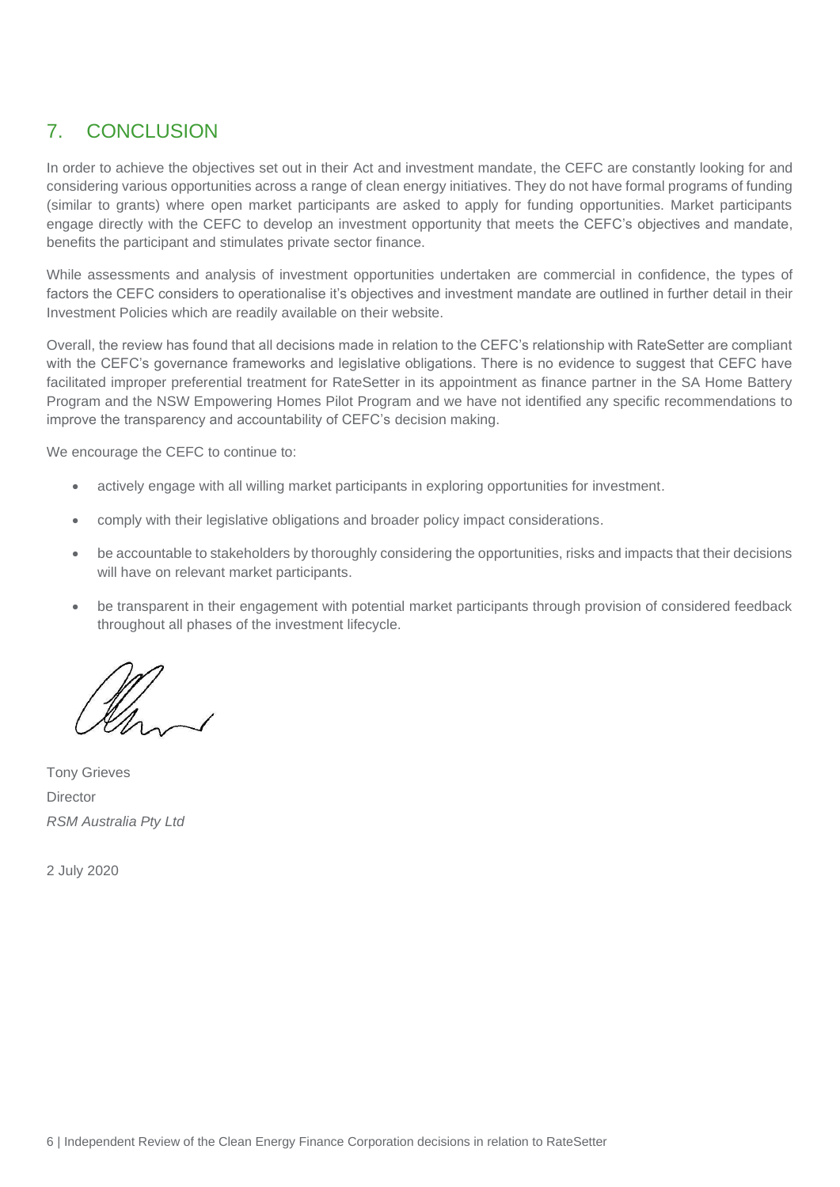## 7. CONCLUSION

In order to achieve the objectives set out in their Act and investment mandate, the CEFC are constantly looking for and considering various opportunities across a range of clean energy initiatives. They do not have formal programs of funding (similar to grants) where open market participants are asked to apply for funding opportunities. Market participants engage directly with the CEFC to develop an investment opportunity that meets the CEFC's objectives and mandate, benefits the participant and stimulates private sector finance.

While assessments and analysis of investment opportunities undertaken are commercial in confidence, the types of factors the CEFC considers to operationalise it's objectives and investment mandate are outlined in further detail in their Investment Policies which are readily available on their website.

Overall, the review has found that all decisions made in relation to the CEFC's relationship with RateSetter are compliant with the CEFC's governance frameworks and legislative obligations. There is no evidence to suggest that CEFC have facilitated improper preferential treatment for RateSetter in its appointment as finance partner in the SA Home Battery Program and the NSW Empowering Homes Pilot Program and we have not identified any specific recommendations to improve the transparency and accountability of CEFC's decision making.

We encourage the CEFC to continue to:

- actively engage with all willing market participants in exploring opportunities for investment.
- comply with their legislative obligations and broader policy impact considerations.
- be accountable to stakeholders by thoroughly considering the opportunities, risks and impacts that their decisions will have on relevant market participants.
- be transparent in their engagement with potential market participants through provision of considered feedback throughout all phases of the investment lifecycle.

Tony Grieves
Director
*RSM Australia Pty Ltd*

2 July 2020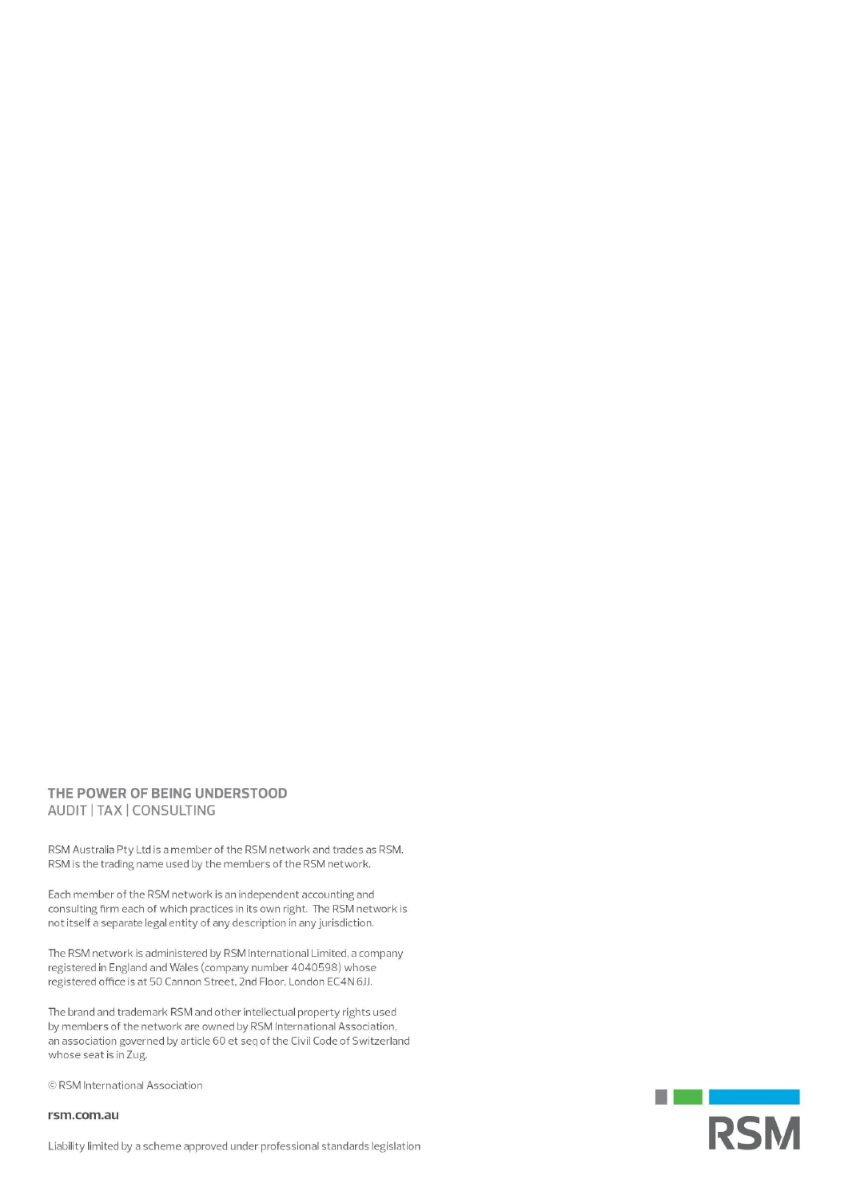**THE POWER OF BEING UNDERSTOOD**
AUDIT | TAX | CONSULTING

RSM Australia Pty Ltd is a member of the RSM network and trades as RSM. RSM is the trading name used by the members of the RSM network.

Each member of the RSM network is an independent accounting and consulting firm each of which practices in its own right. The RSM network is not itself a separate legal entity of any description in any jurisdiction.

The RSM network is administered by RSM International Limited, a company registered in England and Wales (company number 4040598) whose registered office is at 50 Cannon Street, 2nd Floor, London EC4N 6JJ.

The brand and trademark RSM and other intellectual property rights used by members of the network are owned by RSM International Association, an association governed by article 60 et seq of the Civil Code of Switzerland whose seat is in Zug.

© RSM International Association

**rsm.com.au**

Liability limited by a scheme approved under professional standards legislation

RSM